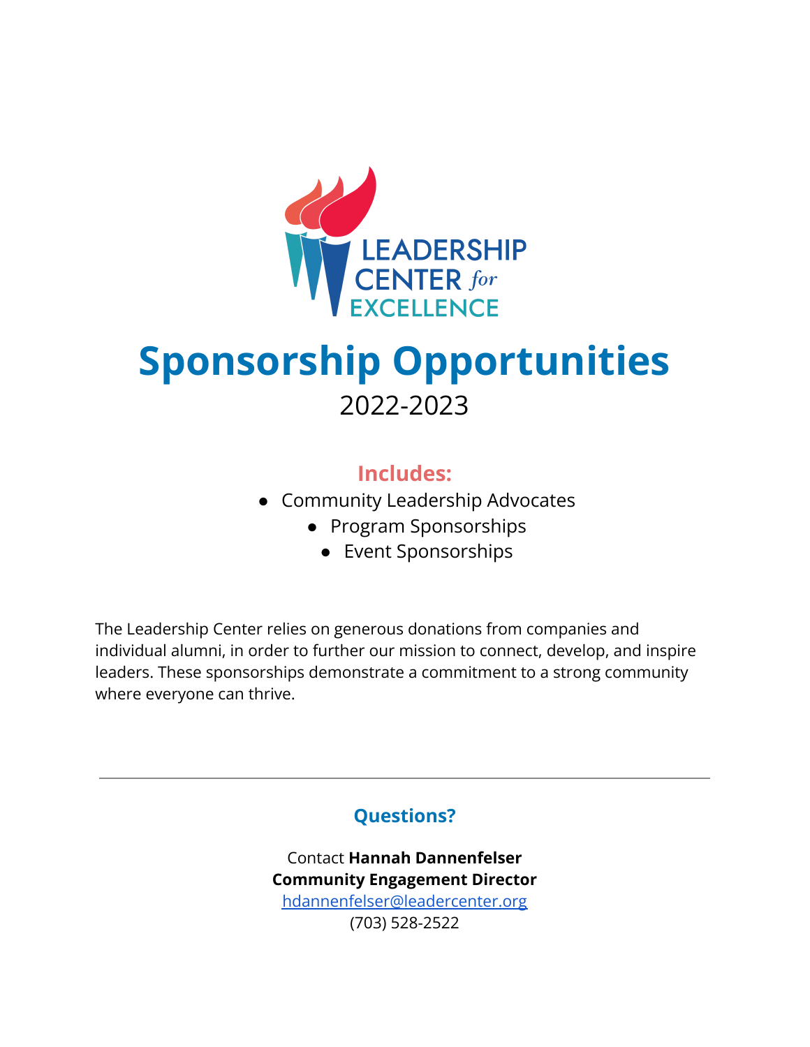LEADERSHIP CENTER *for* EXCELLENCE

# Sponsorship Opportunities

2022-2023

### Includes:

- Community Leadership Advocates
- Program Sponsorships
- Event Sponsorships

The Leadership Center relies on generous donations from companies and individual alumni, in order to further our mission to connect, develop, and inspire leaders. These sponsorships demonstrate a commitment to a strong community where everyone can thrive.

---

### Questions?

Contact **Hannah Dannenfelser**
**Community Engagement Director**
hdannenfelser@leadercenter.org
(703) 528-2522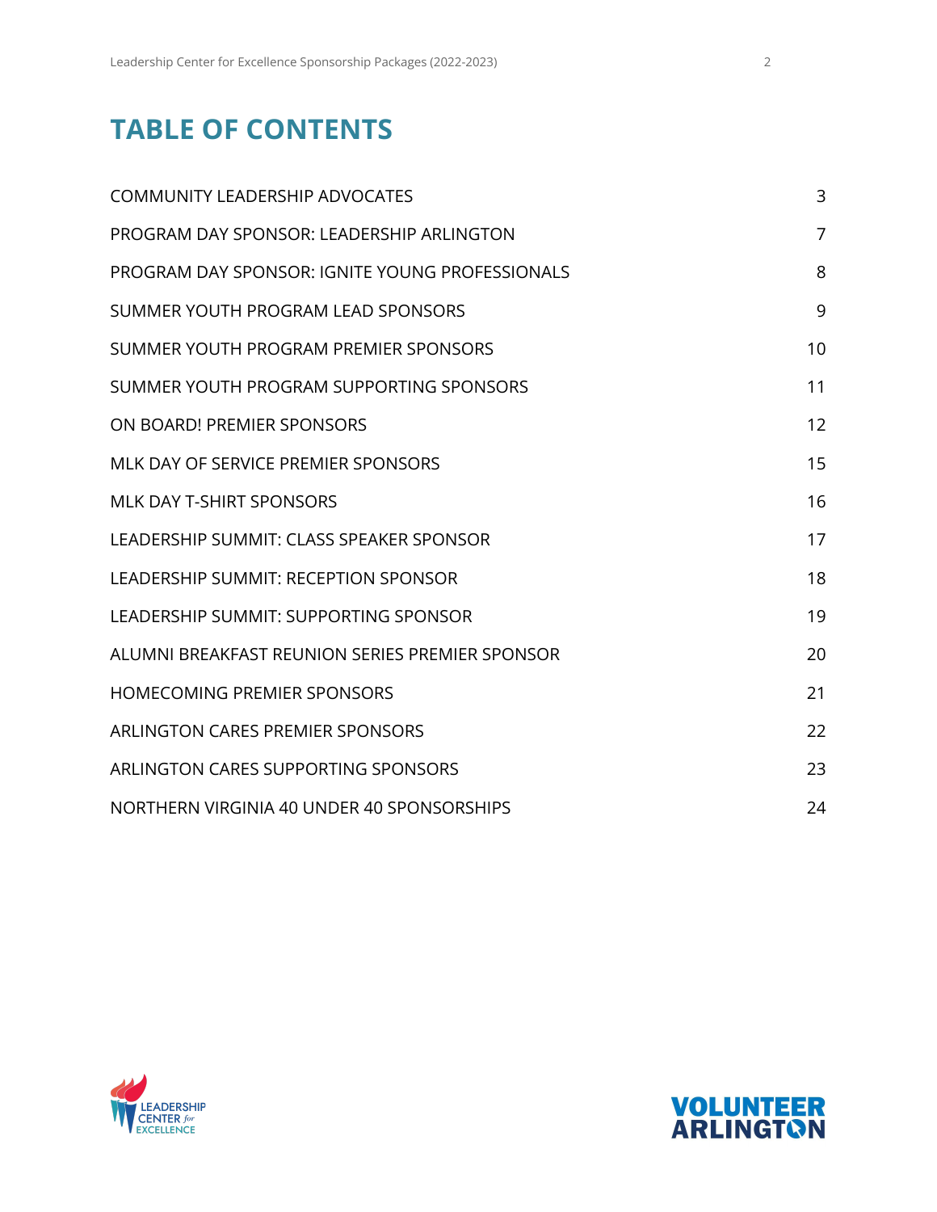# TABLE OF CONTENTS

| | |
|---|---|
| COMMUNITY LEADERSHIP ADVOCATES | 3 |
| PROGRAM DAY SPONSOR: LEADERSHIP ARLINGTON | 7 |
| PROGRAM DAY SPONSOR: IGNITE YOUNG PROFESSIONALS | 8 |
| SUMMER YOUTH PROGRAM LEAD SPONSORS | 9 |
| SUMMER YOUTH PROGRAM PREMIER SPONSORS | 10 |
| SUMMER YOUTH PROGRAM SUPPORTING SPONSORS | 11 |
| ON BOARD! PREMIER SPONSORS | 12 |
| MLK DAY OF SERVICE PREMIER SPONSORS | 15 |
| MLK DAY T-SHIRT SPONSORS | 16 |
| LEADERSHIP SUMMIT: CLASS SPEAKER SPONSOR | 17 |
| LEADERSHIP SUMMIT: RECEPTION SPONSOR | 18 |
| LEADERSHIP SUMMIT: SUPPORTING SPONSOR | 19 |
| ALUMNI BREAKFAST REUNION SERIES PREMIER SPONSOR | 20 |
| HOMECOMING PREMIER SPONSORS | 21 |
| ARLINGTON CARES PREMIER SPONSORS | 22 |
| ARLINGTON CARES SUPPORTING SPONSORS | 23 |
| NORTHERN VIRGINIA 40 UNDER 40 SPONSORSHIPS | 24 |

LEADERSHIP CENTER *for* EXCELLENCE

VOLUNTEER ARLINGTON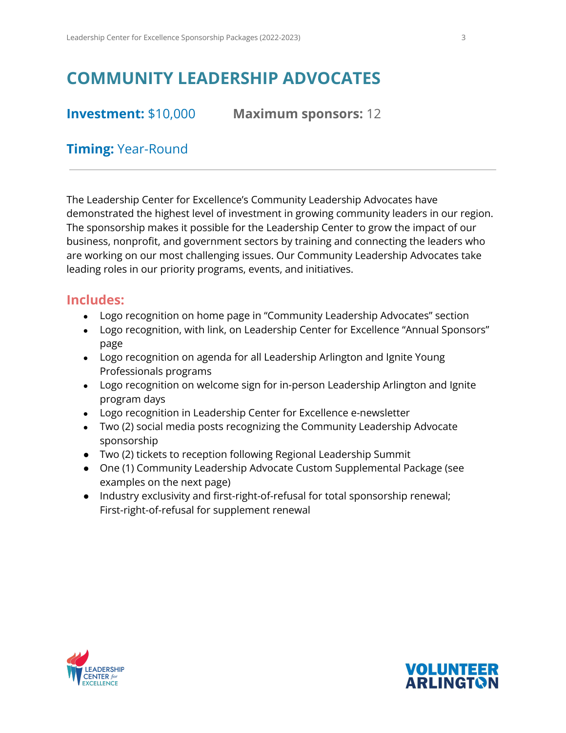# COMMUNITY LEADERSHIP ADVOCATES

**Investment:** $10,000 **Maximum sponsors:** 12

**Timing:** Year-Round

---

The Leadership Center for Excellence's Community Leadership Advocates have demonstrated the highest level of investment in growing community leaders in our region. The sponsorship makes it possible for the Leadership Center to grow the impact of our business, nonprofit, and government sectors by training and connecting the leaders who are working on our most challenging issues. Our Community Leadership Advocates take leading roles in our priority programs, events, and initiatives.

## Includes:

- Logo recognition on home page in "Community Leadership Advocates" section
- Logo recognition, with link, on Leadership Center for Excellence "Annual Sponsors" page
- Logo recognition on agenda for all Leadership Arlington and Ignite Young Professionals programs
- Logo recognition on welcome sign for in-person Leadership Arlington and Ignite program days
- Logo recognition in Leadership Center for Excellence e-newsletter
- Two (2) social media posts recognizing the Community Leadership Advocate sponsorship
- Two (2) tickets to reception following Regional Leadership Summit
- One (1) Community Leadership Advocate Custom Supplemental Package (see examples on the next page)
- Industry exclusivity and first-right-of-refusal for total sponsorship renewal; First-right-of-refusal for supplement renewal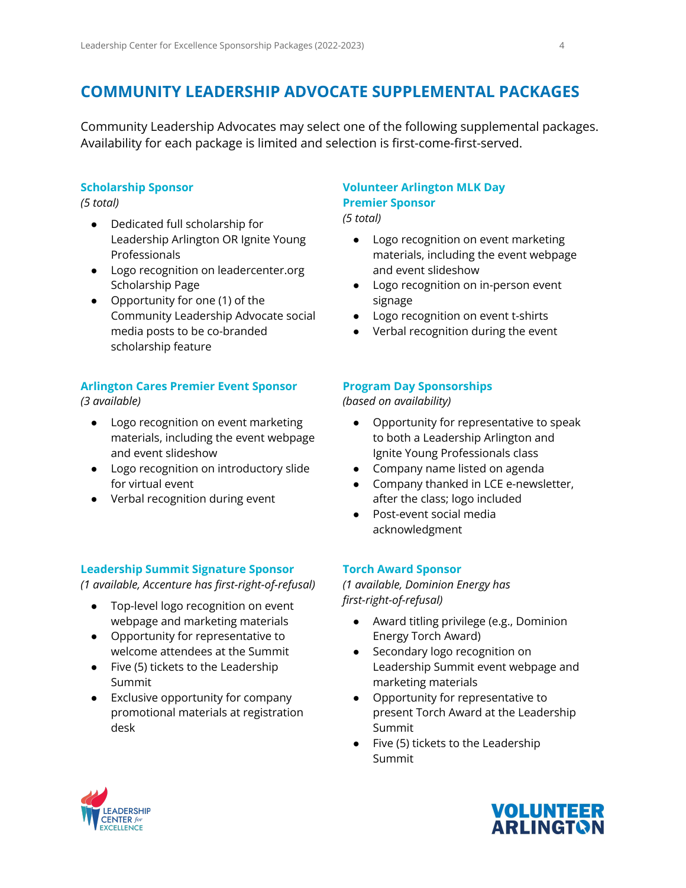## COMMUNITY LEADERSHIP ADVOCATE SUPPLEMENTAL PACKAGES

Community Leadership Advocates may select one of the following supplemental packages. Availability for each package is limited and selection is first-come-first-served.

### Scholarship Sponsor

*(5 total)*

- Dedicated full scholarship for Leadership Arlington OR Ignite Young Professionals
- Logo recognition on leadercenter.org Scholarship Page
- Opportunity for one (1) of the Community Leadership Advocate social media posts to be co-branded scholarship feature

### Volunteer Arlington MLK Day Premier Sponsor

*(5 total)*

- Logo recognition on event marketing materials, including the event webpage and event slideshow
- Logo recognition on in-person event signage
- Logo recognition on event t-shirts
- Verbal recognition during the event

### Arlington Cares Premier Event Sponsor

*(3 available)*

- Logo recognition on event marketing materials, including the event webpage and event slideshow
- Logo recognition on introductory slide for virtual event
- Verbal recognition during event

### Program Day Sponsorships

*(based on availability)*

- Opportunity for representative to speak to both a Leadership Arlington and Ignite Young Professionals class
- Company name listed on agenda
- Company thanked in LCE e-newsletter, after the class; logo included
- Post-event social media acknowledgment

### Leadership Summit Signature Sponsor

*(1 available, Accenture has first-right-of-refusal)*

- Top-level logo recognition on event webpage and marketing materials
- Opportunity for representative to welcome attendees at the Summit
- Five (5) tickets to the Leadership Summit
- Exclusive opportunity for company promotional materials at registration desk

### Torch Award Sponsor

*(1 available, Dominion Energy has first-right-of-refusal)*

- Award titling privilege (e.g., Dominion Energy Torch Award)
- Secondary logo recognition on Leadership Summit event webpage and marketing materials
- Opportunity for representative to present Torch Award at the Leadership Summit
- Five (5) tickets to the Leadership Summit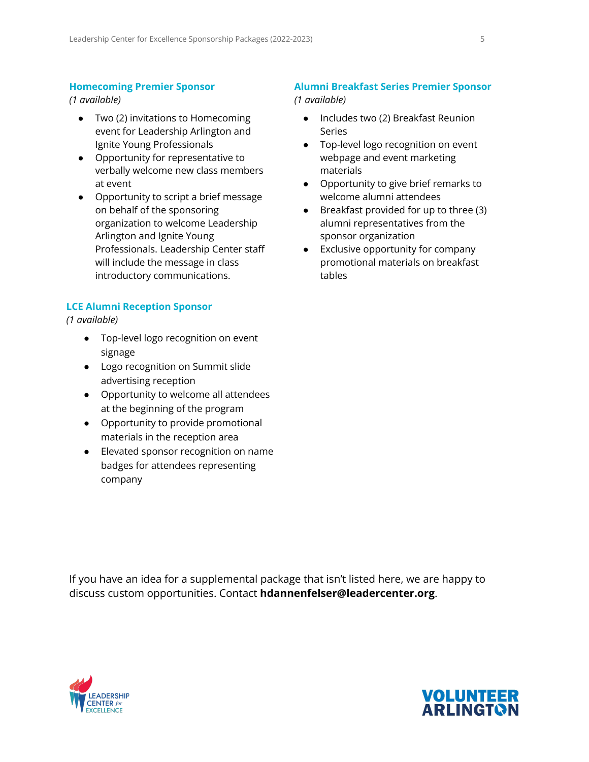### Homecoming Premier Sponsor

*(1 available)*

- Two (2) invitations to Homecoming event for Leadership Arlington and Ignite Young Professionals
- Opportunity for representative to verbally welcome new class members at event
- Opportunity to script a brief message on behalf of the sponsoring organization to welcome Leadership Arlington and Ignite Young Professionals. Leadership Center staff will include the message in class introductory communications.

### LCE Alumni Reception Sponsor

*(1 available)*

- Top-level logo recognition on event signage
- Logo recognition on Summit slide advertising reception
- Opportunity to welcome all attendees at the beginning of the program
- Opportunity to provide promotional materials in the reception area
- Elevated sponsor recognition on name badges for attendees representing company

### Alumni Breakfast Series Premier Sponsor

*(1 available)*

- Includes two (2) Breakfast Reunion Series
- Top-level logo recognition on event webpage and event marketing materials
- Opportunity to give brief remarks to welcome alumni attendees
- Breakfast provided for up to three (3) alumni representatives from the sponsor organization
- Exclusive opportunity for company promotional materials on breakfast tables

If you have an idea for a supplemental package that isn't listed here, we are happy to discuss custom opportunities. Contact **hdannenfelser@leadercenter.org**.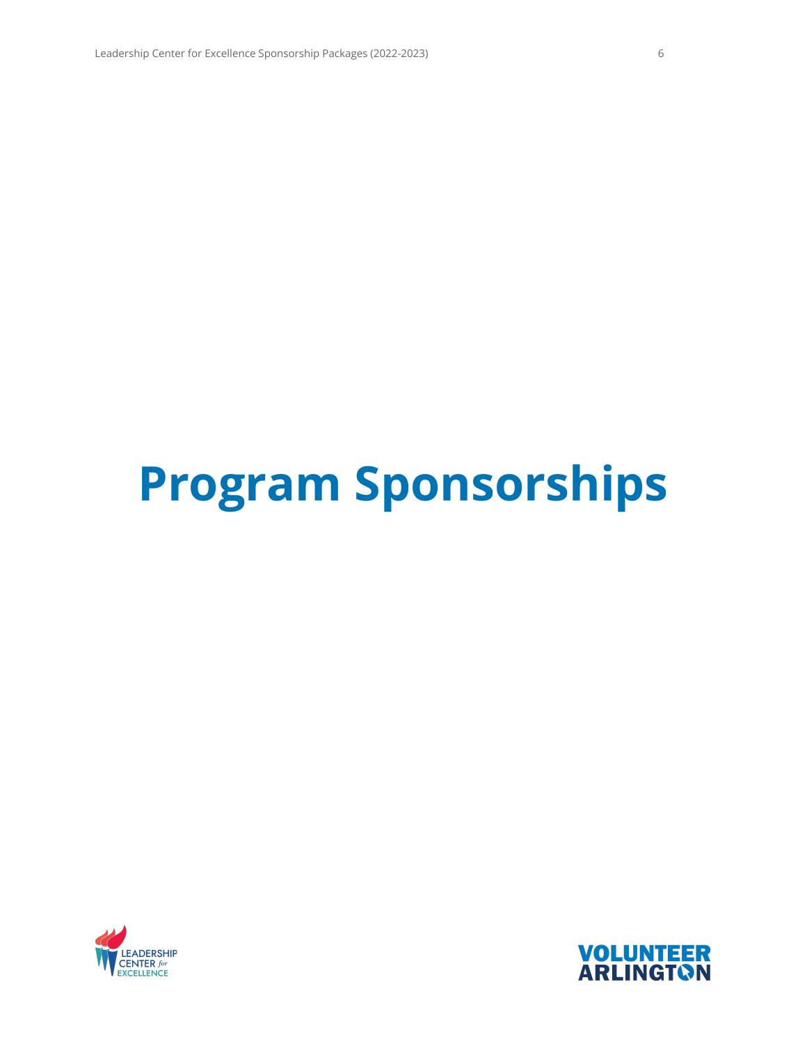# Program Sponsorships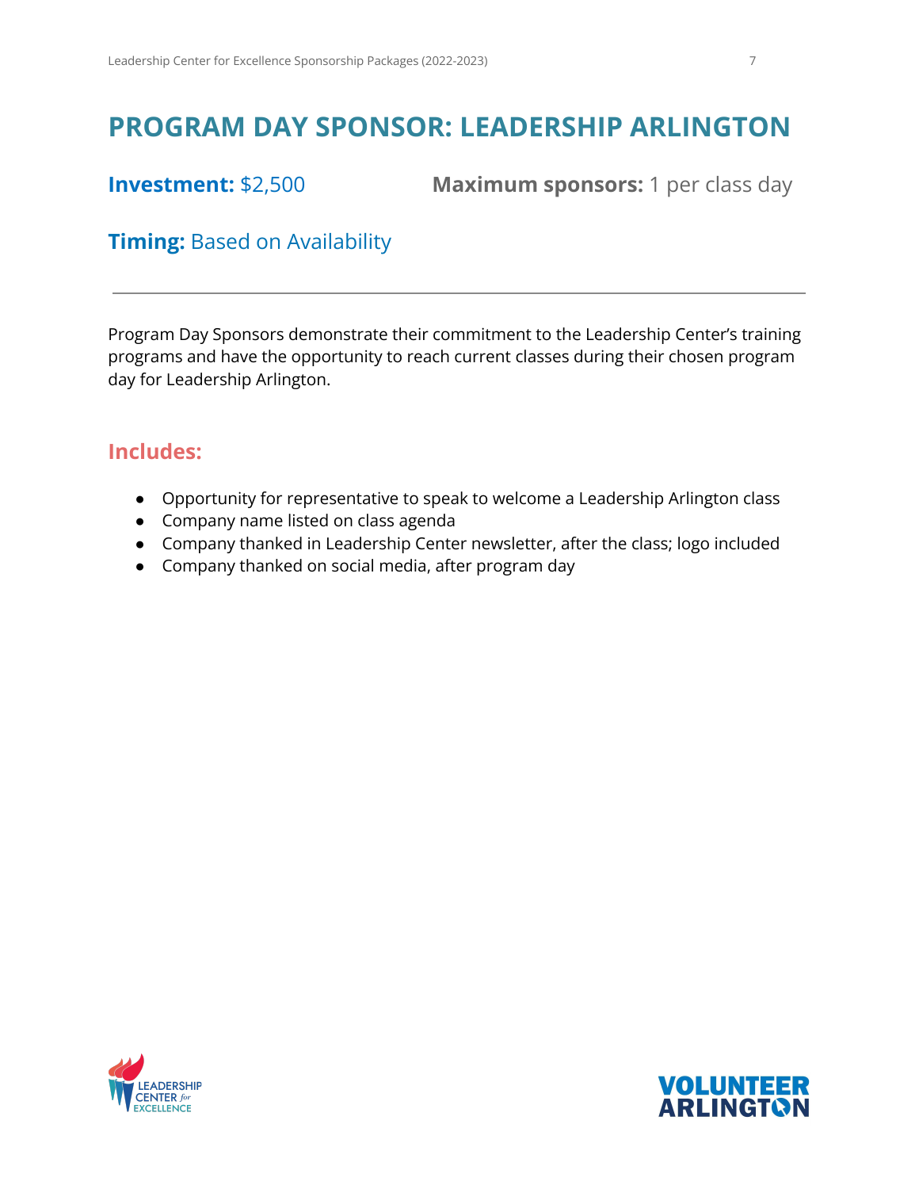# PROGRAM DAY SPONSOR: LEADERSHIP ARLINGTON

**Investment:** $2,500

**Maximum sponsors:** 1 per class day

**Timing:** Based on Availability

---

Program Day Sponsors demonstrate their commitment to the Leadership Center's training programs and have the opportunity to reach current classes during their chosen program day for Leadership Arlington.

## Includes:

- Opportunity for representative to speak to welcome a Leadership Arlington class
- Company name listed on class agenda
- Company thanked in Leadership Center newsletter, after the class; logo included
- Company thanked on social media, after program day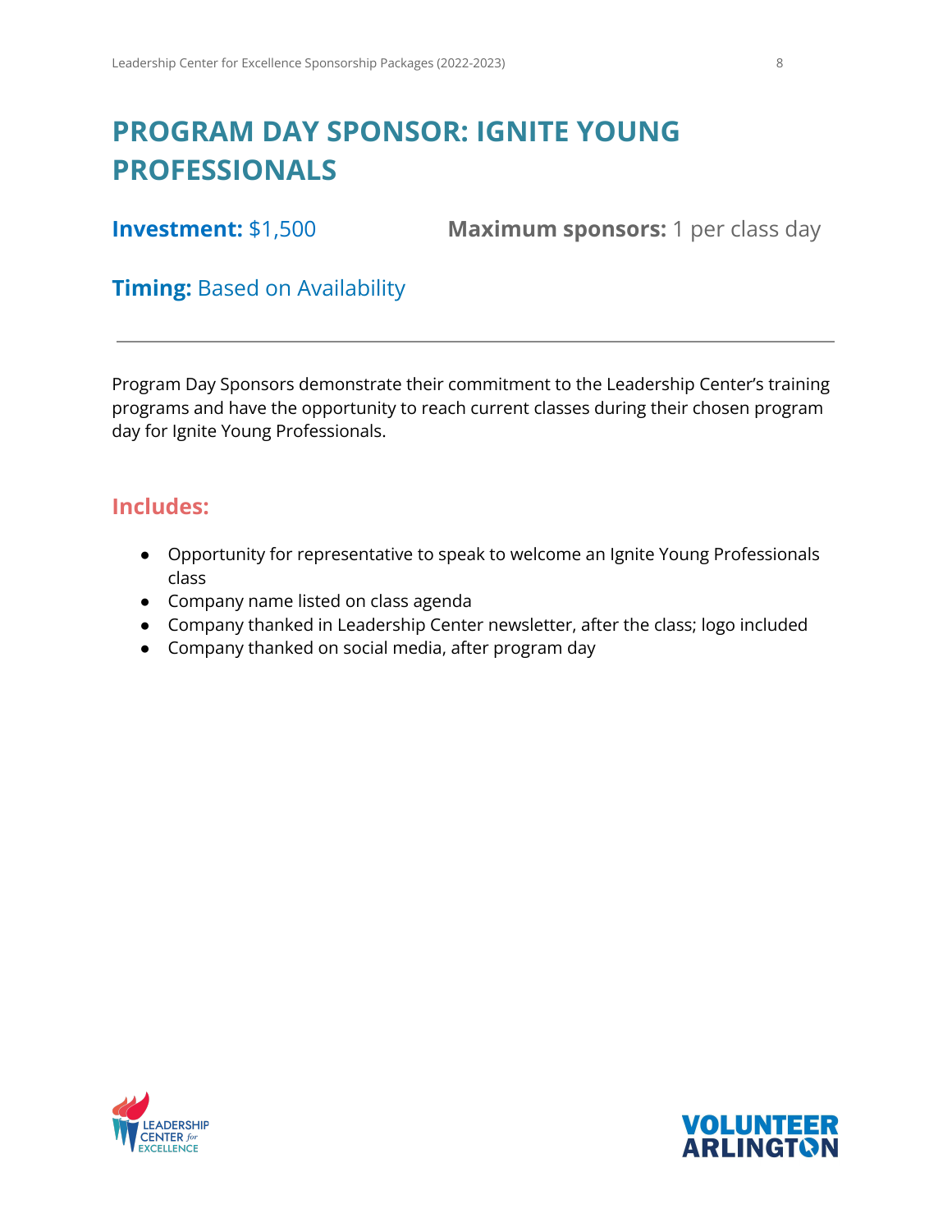# PROGRAM DAY SPONSOR: IGNITE YOUNG PROFESSIONALS

**Investment:** $1,500

**Maximum sponsors:** 1 per class day

**Timing:** Based on Availability

---

Program Day Sponsors demonstrate their commitment to the Leadership Center's training programs and have the opportunity to reach current classes during their chosen program day for Ignite Young Professionals.

## Includes:

- Opportunity for representative to speak to welcome an Ignite Young Professionals class
- Company name listed on class agenda
- Company thanked in Leadership Center newsletter, after the class; logo included
- Company thanked on social media, after program day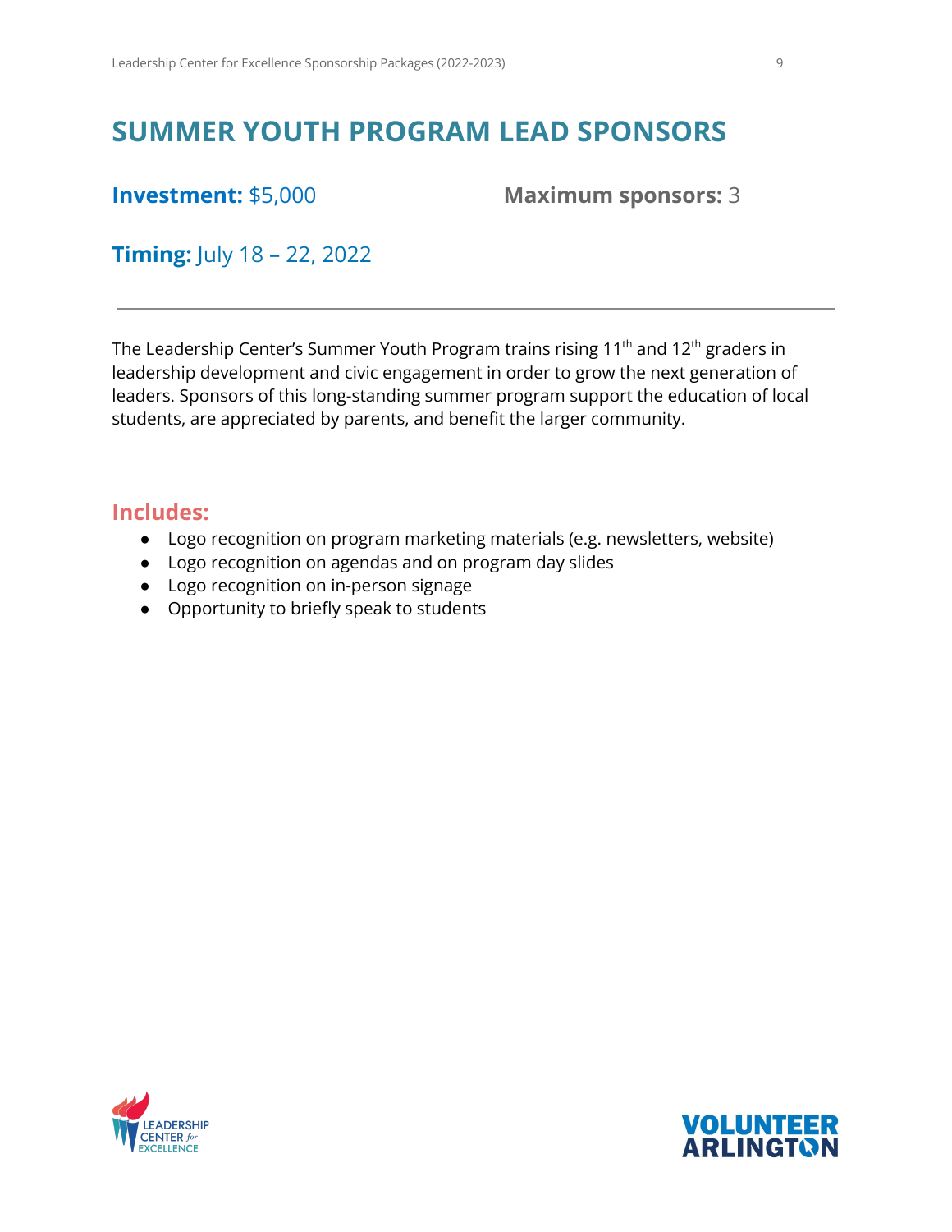# SUMMER YOUTH PROGRAM LEAD SPONSORS

**Investment:** $5,000

**Maximum sponsors:** 3

**Timing:** July 18 – 22, 2022

---

The Leadership Center's Summer Youth Program trains rising 11th and 12th graders in leadership development and civic engagement in order to grow the next generation of leaders. Sponsors of this long-standing summer program support the education of local students, are appreciated by parents, and benefit the larger community.

## Includes:

- Logo recognition on program marketing materials (e.g. newsletters, website)
- Logo recognition on agendas and on program day slides
- Logo recognition on in-person signage
- Opportunity to briefly speak to students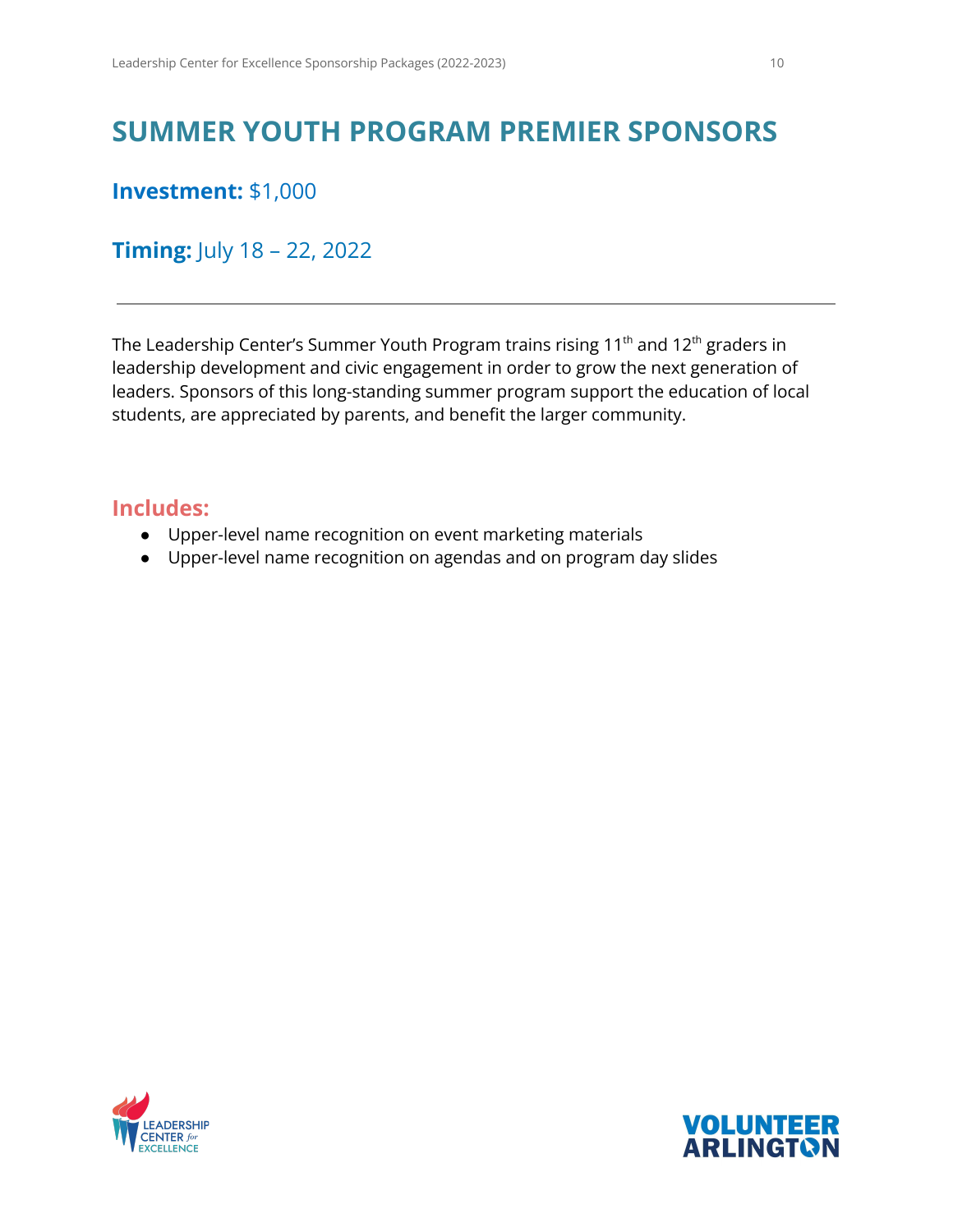# SUMMER YOUTH PROGRAM PREMIER SPONSORS

**Investment:** $1,000

**Timing:** July 18 – 22, 2022

---

The Leadership Center's Summer Youth Program trains rising 11th and 12th graders in leadership development and civic engagement in order to grow the next generation of leaders. Sponsors of this long-standing summer program support the education of local students, are appreciated by parents, and benefit the larger community.

**Includes:**

- Upper-level name recognition on event marketing materials
- Upper-level name recognition on agendas and on program day slides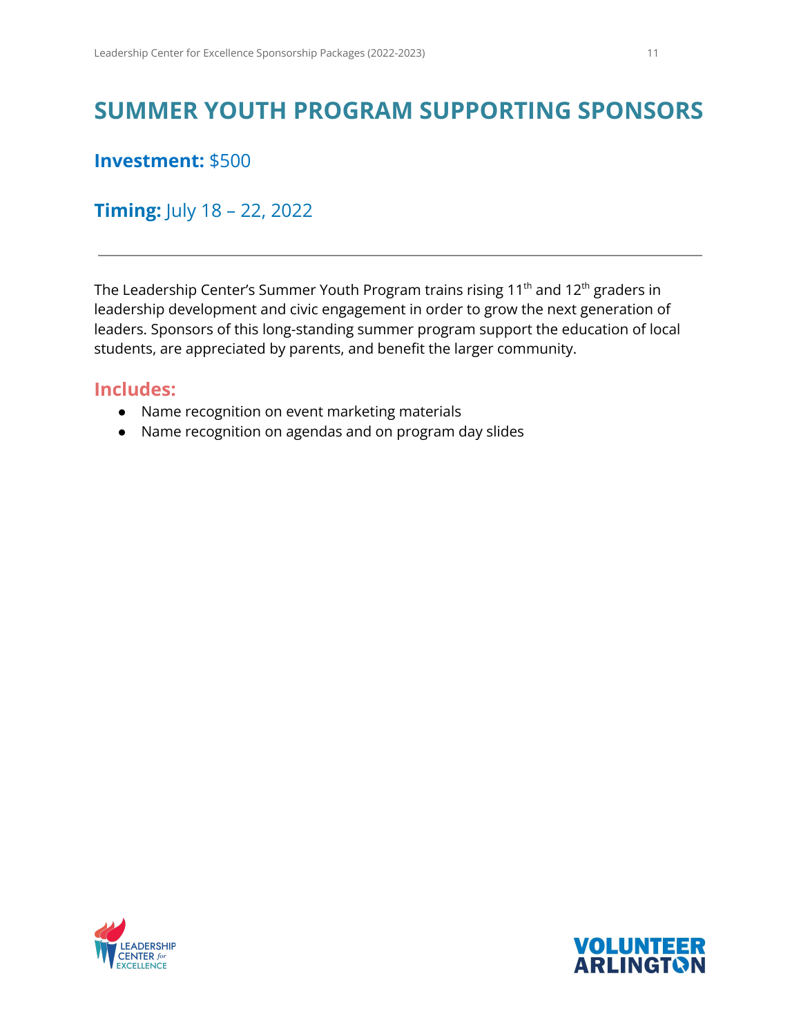# SUMMER YOUTH PROGRAM SUPPORTING SPONSORS

**Investment:** $500

**Timing:** July 18 – 22, 2022

---

The Leadership Center's Summer Youth Program trains rising 11th and 12th graders in leadership development and civic engagement in order to grow the next generation of leaders. Sponsors of this long-standing summer program support the education of local students, are appreciated by parents, and benefit the larger community.

## Includes:

- Name recognition on event marketing materials
- Name recognition on agendas and on program day slides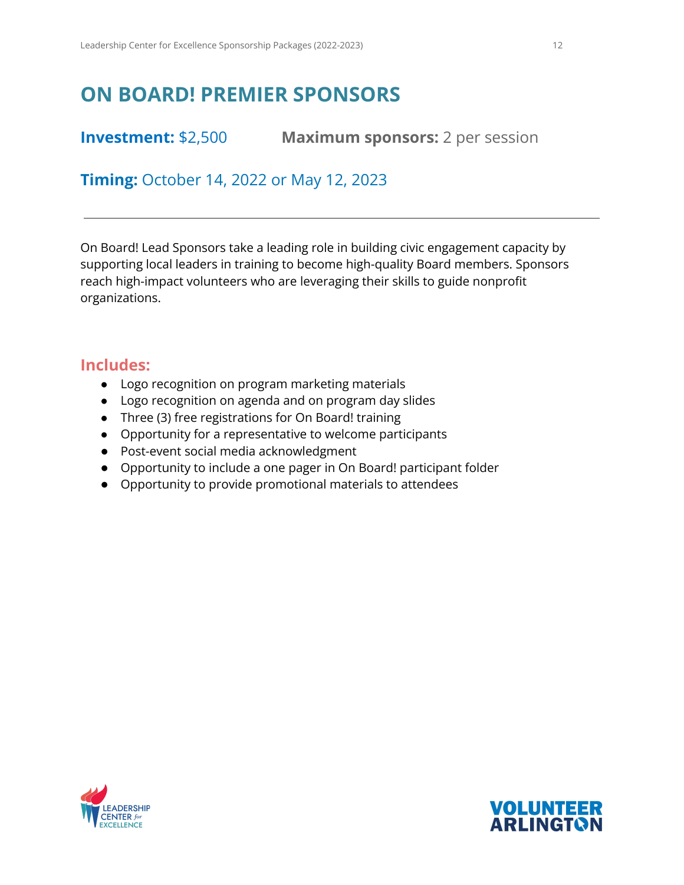# ON BOARD! PREMIER SPONSORS

**Investment:** $2,500 **Maximum sponsors:** 2 per session

**Timing:** October 14, 2022 or May 12, 2023

---

On Board! Lead Sponsors take a leading role in building civic engagement capacity by supporting local leaders in training to become high-quality Board members. Sponsors reach high-impact volunteers who are leveraging their skills to guide nonprofit organizations.

## Includes:

- Logo recognition on program marketing materials
- Logo recognition on agenda and on program day slides
- Three (3) free registrations for On Board! training
- Opportunity for a representative to welcome participants
- Post-event social media acknowledgment
- Opportunity to include a one pager in On Board! participant folder
- Opportunity to provide promotional materials to attendees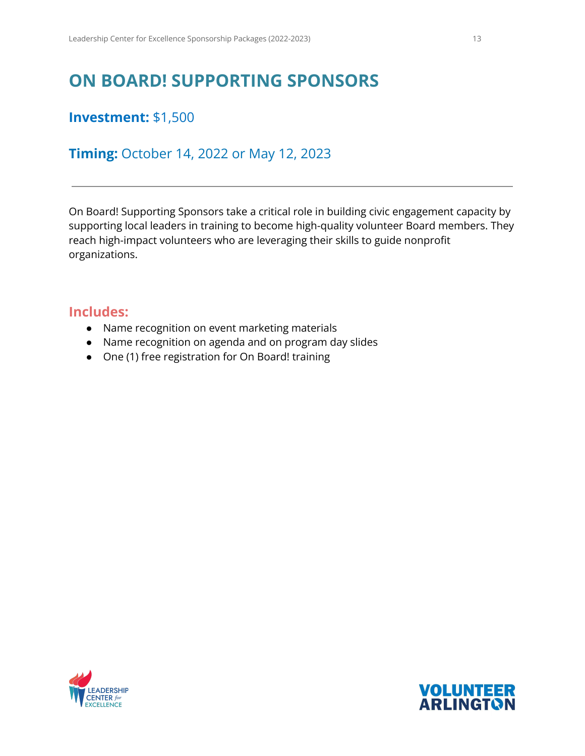# ON BOARD! SUPPORTING SPONSORS

**Investment:** $1,500

**Timing:** October 14, 2022 or May 12, 2023

---

On Board! Supporting Sponsors take a critical role in building civic engagement capacity by supporting local leaders in training to become high-quality volunteer Board members. They reach high-impact volunteers who are leveraging their skills to guide nonprofit organizations.

### Includes:

- Name recognition on event marketing materials
- Name recognition on agenda and on program day slides
- One (1) free registration for On Board! training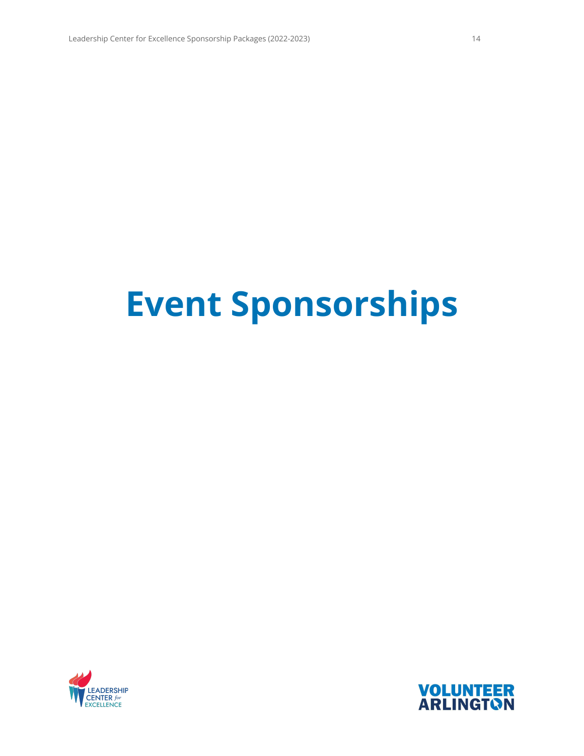# Event Sponsorships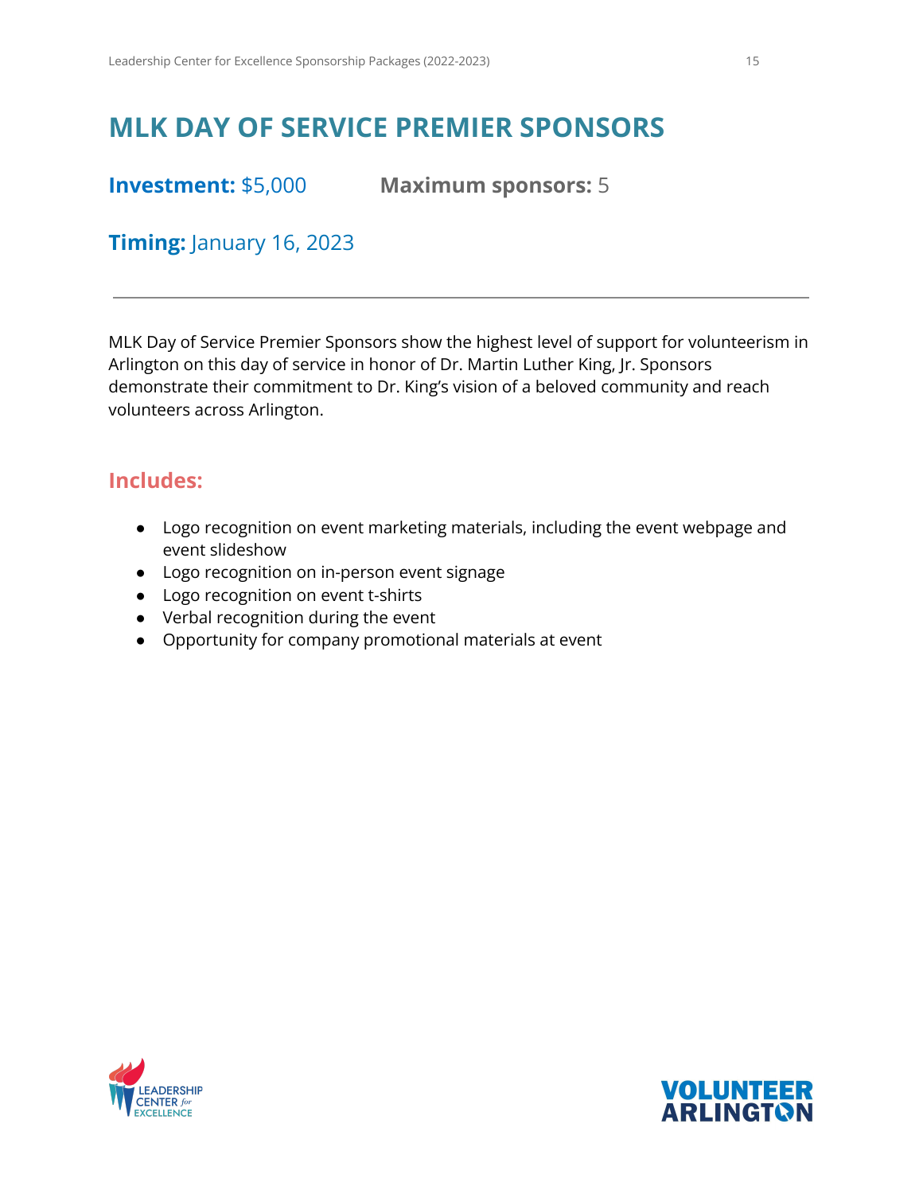# MLK DAY OF SERVICE PREMIER SPONSORS

**Investment:** $5,000 **Maximum sponsors:** 5

**Timing:** January 16, 2023

---

MLK Day of Service Premier Sponsors show the highest level of support for volunteerism in Arlington on this day of service in honor of Dr. Martin Luther King, Jr. Sponsors demonstrate their commitment to Dr. King's vision of a beloved community and reach volunteers across Arlington.

## Includes:

- Logo recognition on event marketing materials, including the event webpage and event slideshow
- Logo recognition on in-person event signage
- Logo recognition on event t-shirts
- Verbal recognition during the event
- Opportunity for company promotional materials at event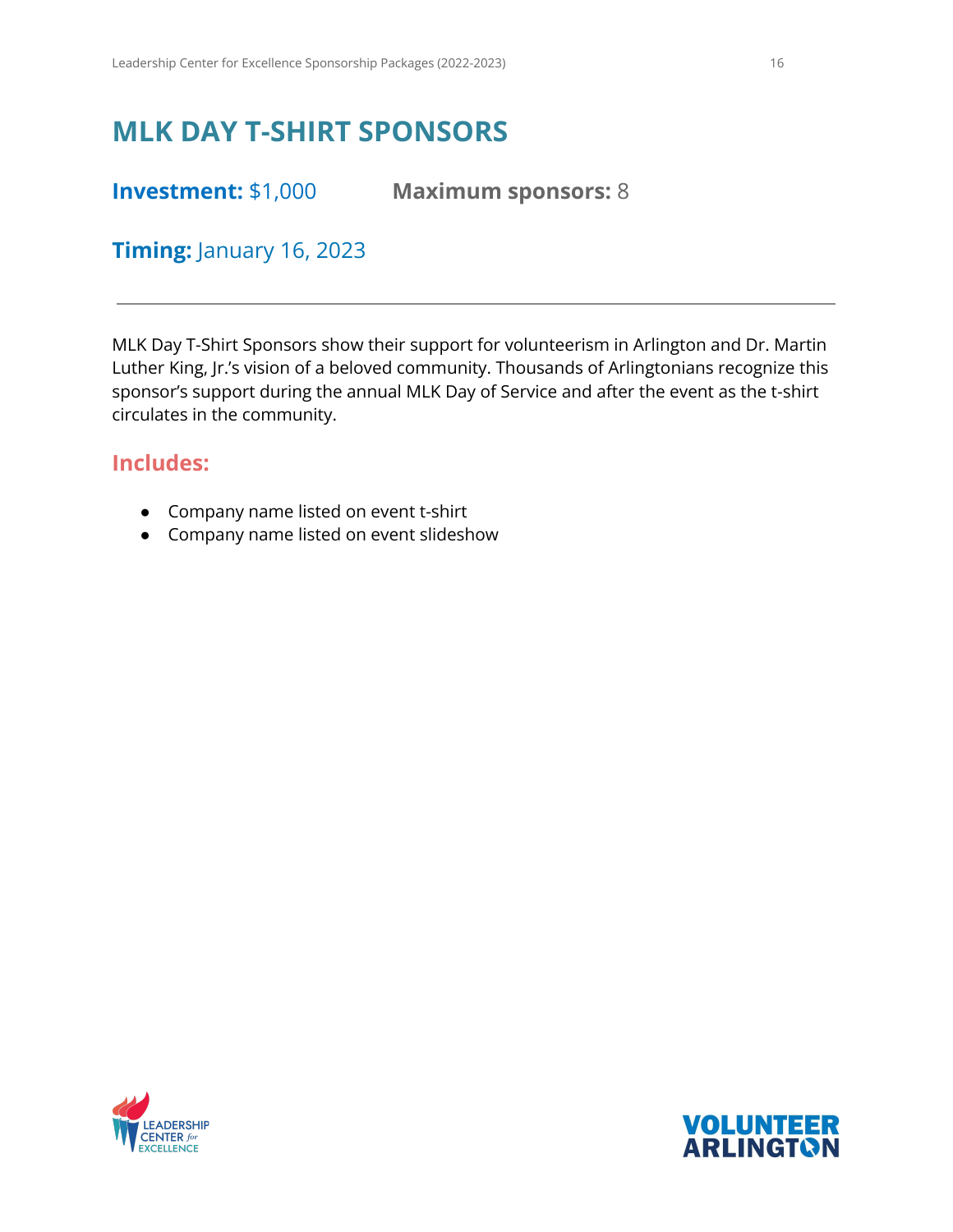# MLK DAY T-SHIRT SPONSORS

**Investment:** $1,000 **Maximum sponsors:** 8

**Timing:** January 16, 2023

---

MLK Day T-Shirt Sponsors show their support for volunteerism in Arlington and Dr. Martin Luther King, Jr.'s vision of a beloved community. Thousands of Arlingtonians recognize this sponsor's support during the annual MLK Day of Service and after the event as the t-shirt circulates in the community.

## Includes:

- Company name listed on event t-shirt
- Company name listed on event slideshow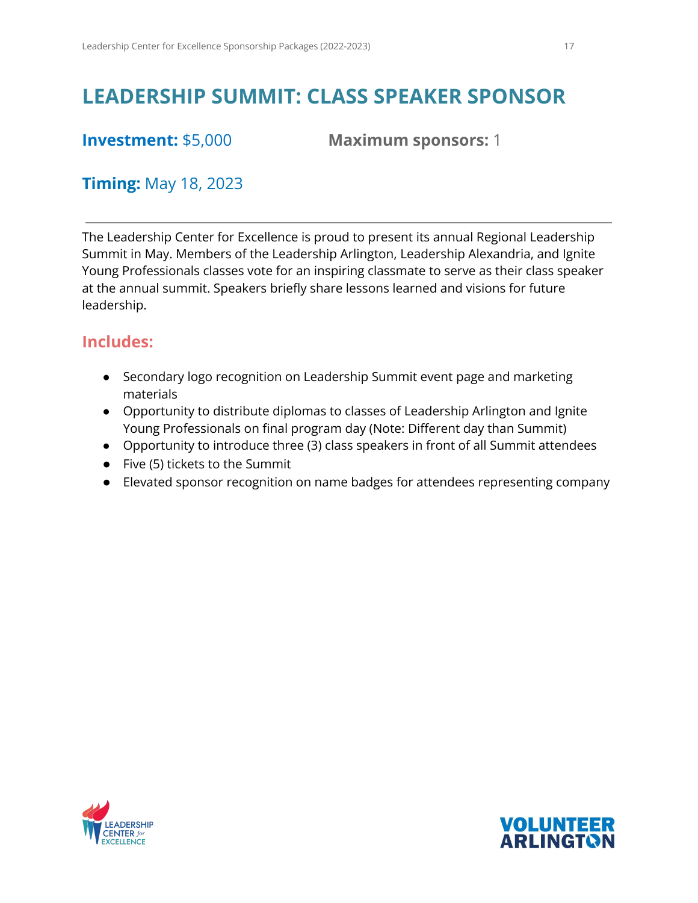# LEADERSHIP SUMMIT: CLASS SPEAKER SPONSOR

**Investment:** $5,000

**Maximum sponsors:** 1

**Timing:** May 18, 2023

---

The Leadership Center for Excellence is proud to present its annual Regional Leadership Summit in May. Members of the Leadership Arlington, Leadership Alexandria, and Ignite Young Professionals classes vote for an inspiring classmate to serve as their class speaker at the annual summit. Speakers briefly share lessons learned and visions for future leadership.

## Includes:

- Secondary logo recognition on Leadership Summit event page and marketing materials
- Opportunity to distribute diplomas to classes of Leadership Arlington and Ignite Young Professionals on final program day (Note: Different day than Summit)
- Opportunity to introduce three (3) class speakers in front of all Summit attendees
- Five (5) tickets to the Summit
- Elevated sponsor recognition on name badges for attendees representing company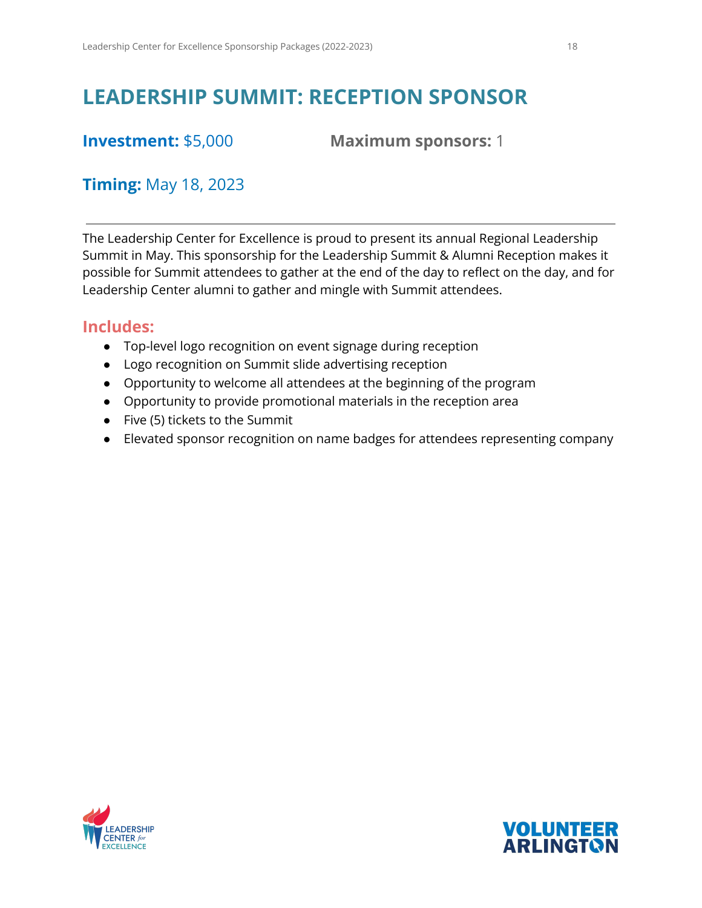# LEADERSHIP SUMMIT: RECEPTION SPONSOR

**Investment:** $5,000

**Maximum sponsors:** 1

**Timing:** May 18, 2023

---

The Leadership Center for Excellence is proud to present its annual Regional Leadership Summit in May. This sponsorship for the Leadership Summit & Alumni Reception makes it possible for Summit attendees to gather at the end of the day to reflect on the day, and for Leadership Center alumni to gather and mingle with Summit attendees.

## Includes:

- Top-level logo recognition on event signage during reception
- Logo recognition on Summit slide advertising reception
- Opportunity to welcome all attendees at the beginning of the program
- Opportunity to provide promotional materials in the reception area
- Five (5) tickets to the Summit
- Elevated sponsor recognition on name badges for attendees representing company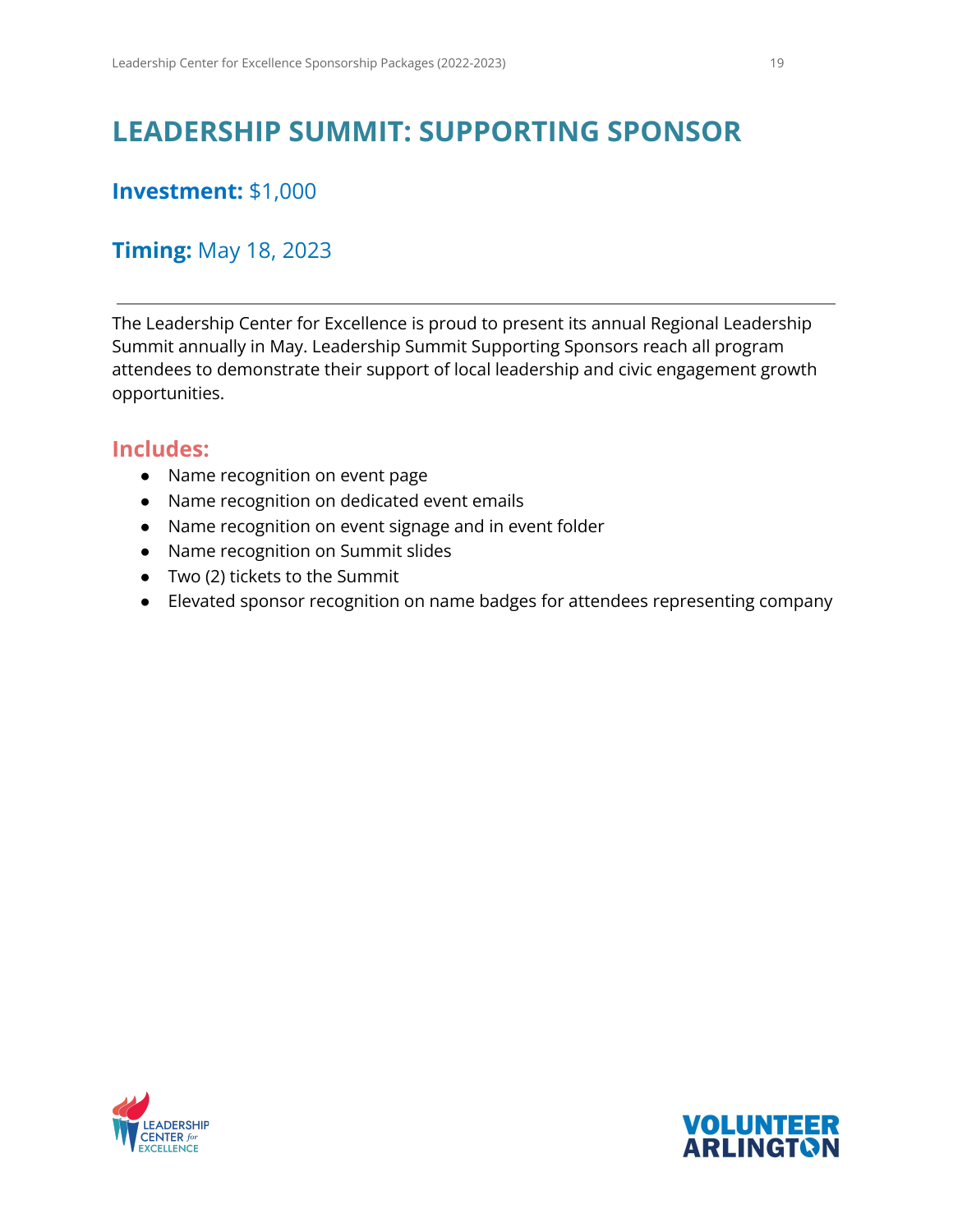# LEADERSHIP SUMMIT: SUPPORTING SPONSOR

## **Investment:** $1,000

## **Timing:** May 18, 2023

---

The Leadership Center for Excellence is proud to present its annual Regional Leadership Summit annually in May. Leadership Summit Supporting Sponsors reach all program attendees to demonstrate their support of local leadership and civic engagement growth opportunities.

### Includes:

- Name recognition on event page
- Name recognition on dedicated event emails
- Name recognition on event signage and in event folder
- Name recognition on Summit slides
- Two (2) tickets to the Summit
- Elevated sponsor recognition on name badges for attendees representing company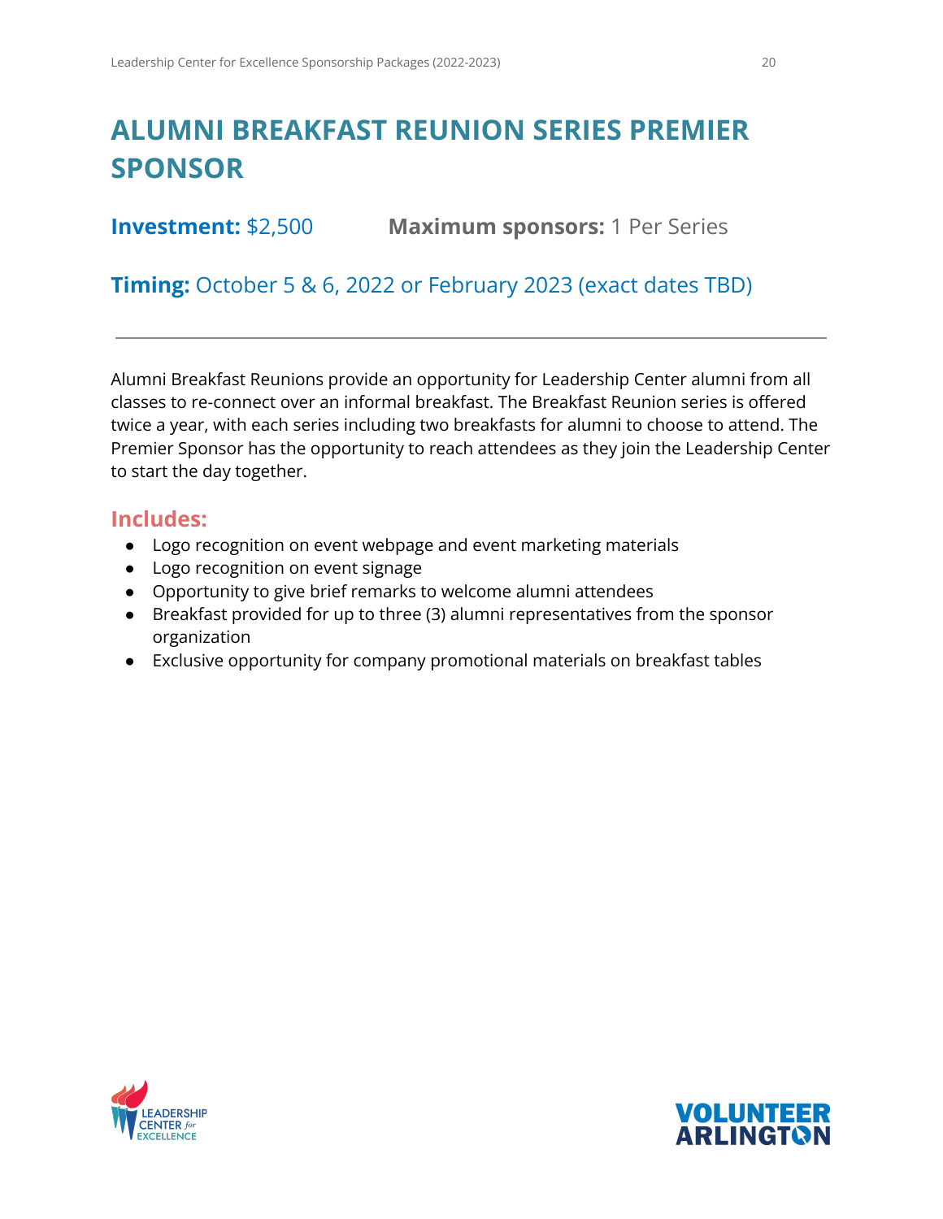# ALUMNI BREAKFAST REUNION SERIES PREMIER SPONSOR

**Investment:** $2,500 **Maximum sponsors:** 1 Per Series

**Timing:** October 5 & 6, 2022 or February 2023 (exact dates TBD)

---

Alumni Breakfast Reunions provide an opportunity for Leadership Center alumni from all classes to re-connect over an informal breakfast. The Breakfast Reunion series is offered twice a year, with each series including two breakfasts for alumni to choose to attend. The Premier Sponsor has the opportunity to reach attendees as they join the Leadership Center to start the day together.

## Includes:

- Logo recognition on event webpage and event marketing materials
- Logo recognition on event signage
- Opportunity to give brief remarks to welcome alumni attendees
- Breakfast provided for up to three (3) alumni representatives from the sponsor organization
- Exclusive opportunity for company promotional materials on breakfast tables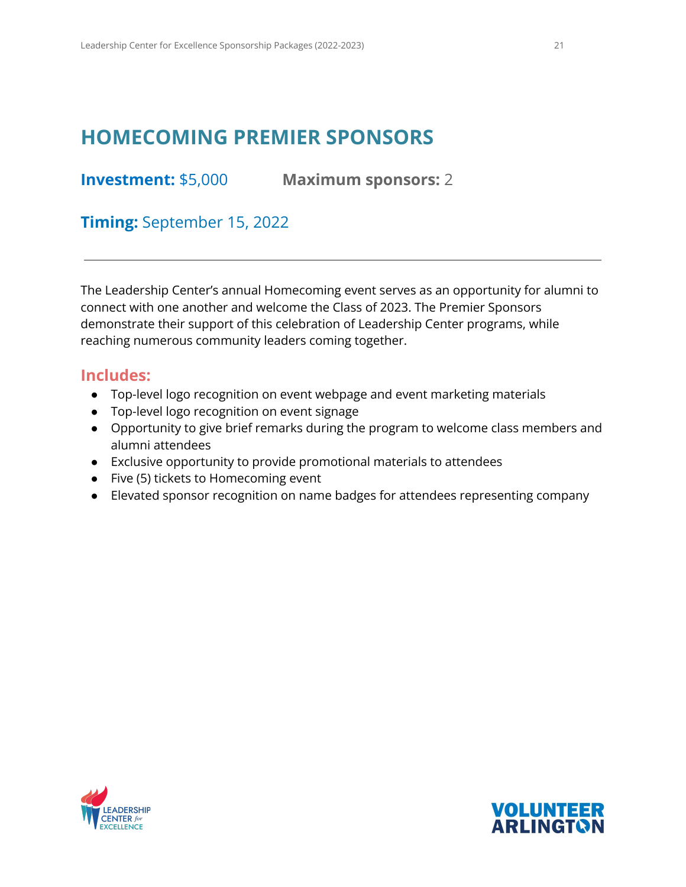# HOMECOMING PREMIER SPONSORS

**Investment:** $5,000 **Maximum sponsors:** 2

**Timing:** September 15, 2022

---

The Leadership Center's annual Homecoming event serves as an opportunity for alumni to connect with one another and welcome the Class of 2023. The Premier Sponsors demonstrate their support of this celebration of Leadership Center programs, while reaching numerous community leaders coming together.

## Includes:

- Top-level logo recognition on event webpage and event marketing materials
- Top-level logo recognition on event signage
- Opportunity to give brief remarks during the program to welcome class members and alumni attendees
- Exclusive opportunity to provide promotional materials to attendees
- Five (5) tickets to Homecoming event
- Elevated sponsor recognition on name badges for attendees representing company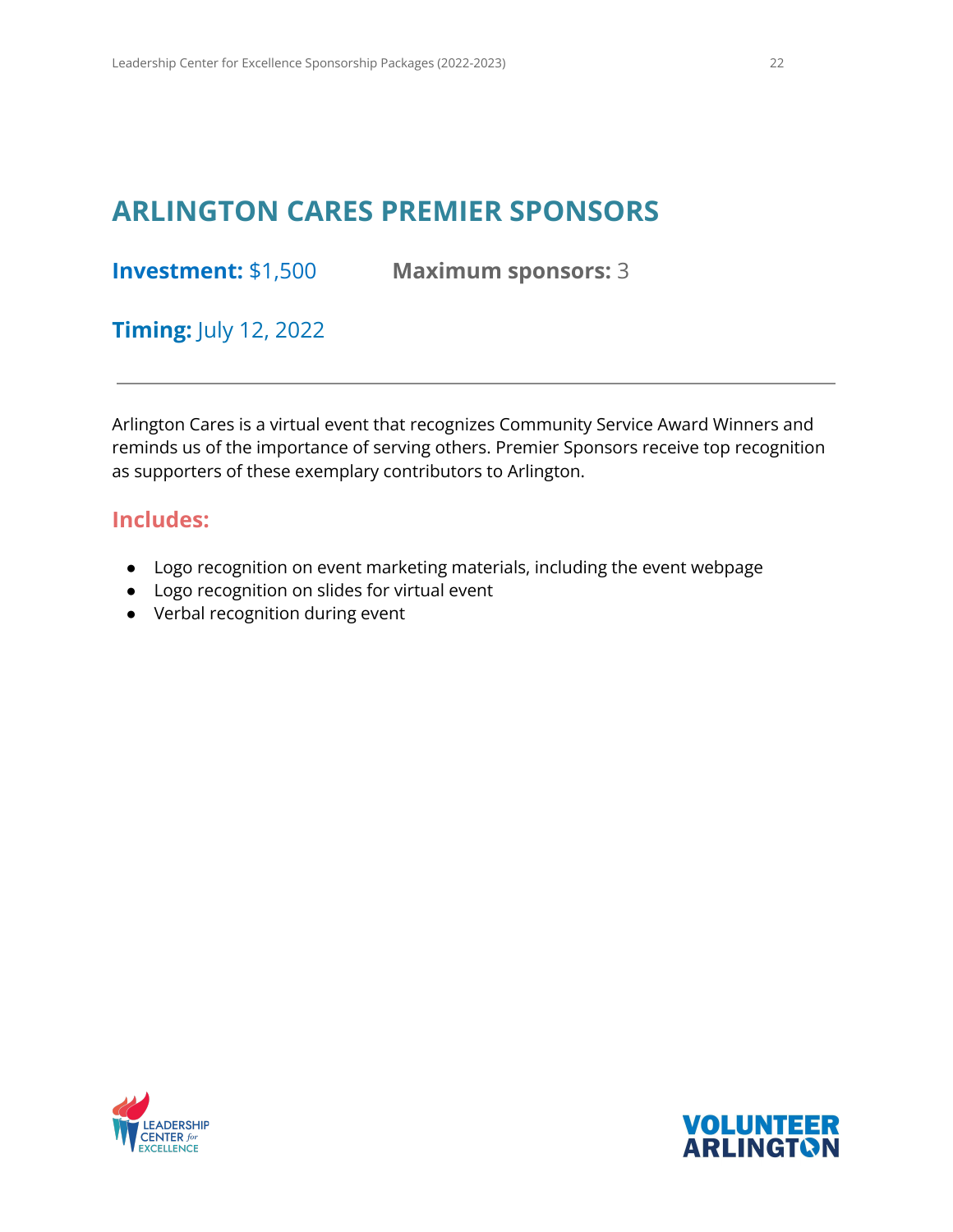## ARLINGTON CARES PREMIER SPONSORS

**Investment:** $1,500 **Maximum sponsors:** 3

**Timing:** July 12, 2022

---

Arlington Cares is a virtual event that recognizes Community Service Award Winners and reminds us of the importance of serving others. Premier Sponsors receive top recognition as supporters of these exemplary contributors to Arlington.

### Includes:

- Logo recognition on event marketing materials, including the event webpage
- Logo recognition on slides for virtual event
- Verbal recognition during event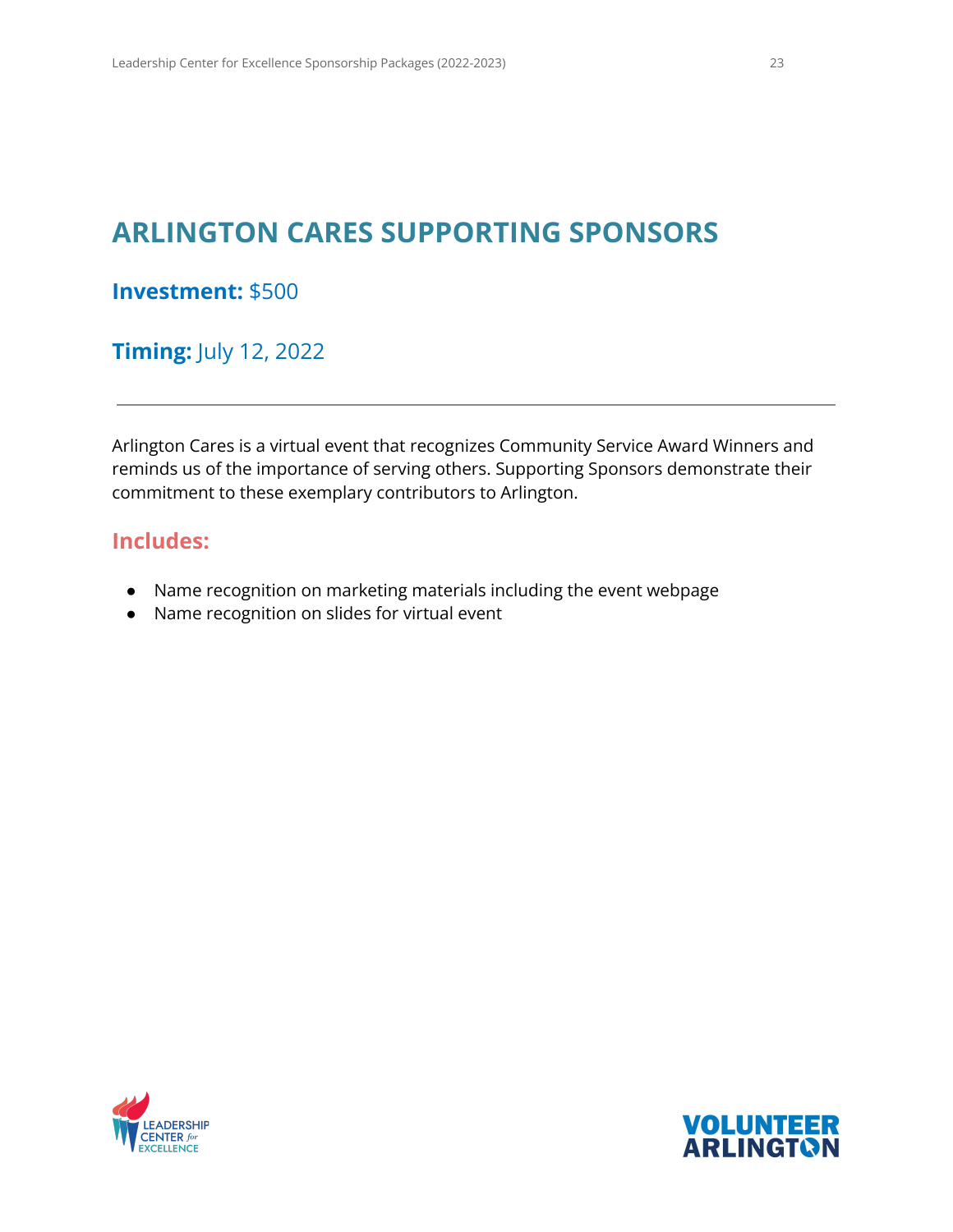# ARLINGTON CARES SUPPORTING SPONSORS

**Investment:** $500

**Timing:** July 12, 2022

---

Arlington Cares is a virtual event that recognizes Community Service Award Winners and reminds us of the importance of serving others. Supporting Sponsors demonstrate their commitment to these exemplary contributors to Arlington.

## Includes:

- Name recognition on marketing materials including the event webpage
- Name recognition on slides for virtual event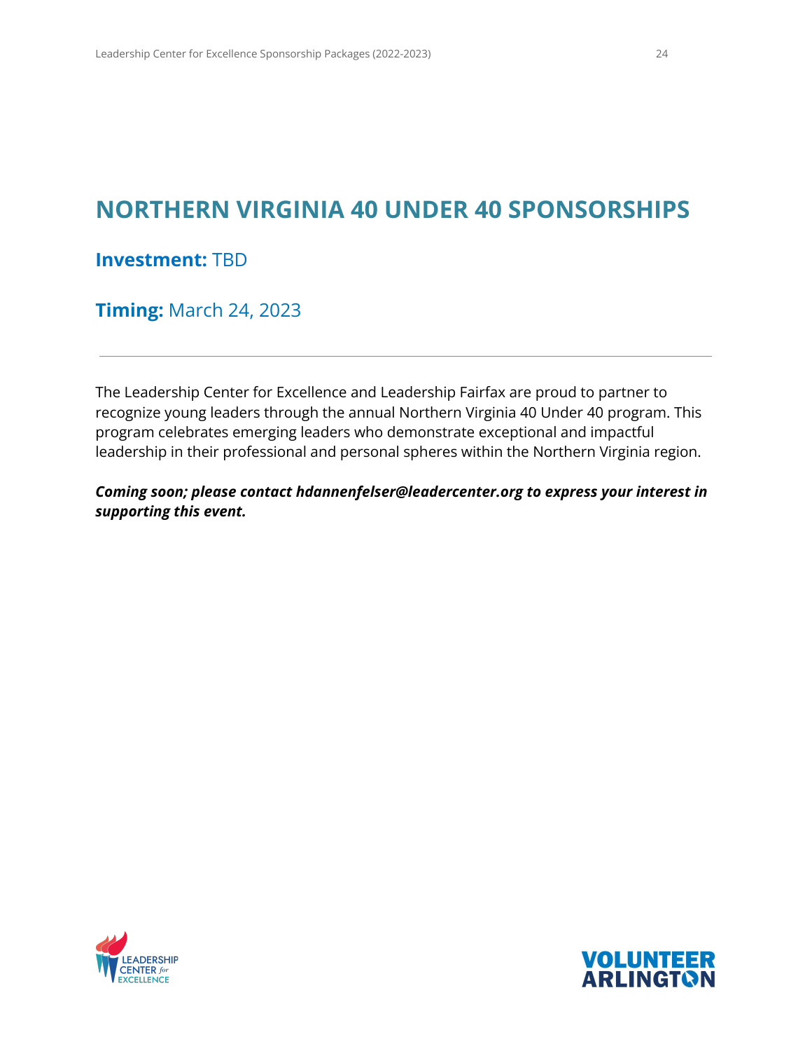# NORTHERN VIRGINIA 40 UNDER 40 SPONSORSHIPS

**Investment:** TBD

**Timing:** March 24, 2023

---

The Leadership Center for Excellence and Leadership Fairfax are proud to partner to recognize young leaders through the annual Northern Virginia 40 Under 40 program. This program celebrates emerging leaders who demonstrate exceptional and impactful leadership in their professional and personal spheres within the Northern Virginia region.

***Coming soon; please contact hdannenfelser@leadercenter.org to express your interest in supporting this event.***